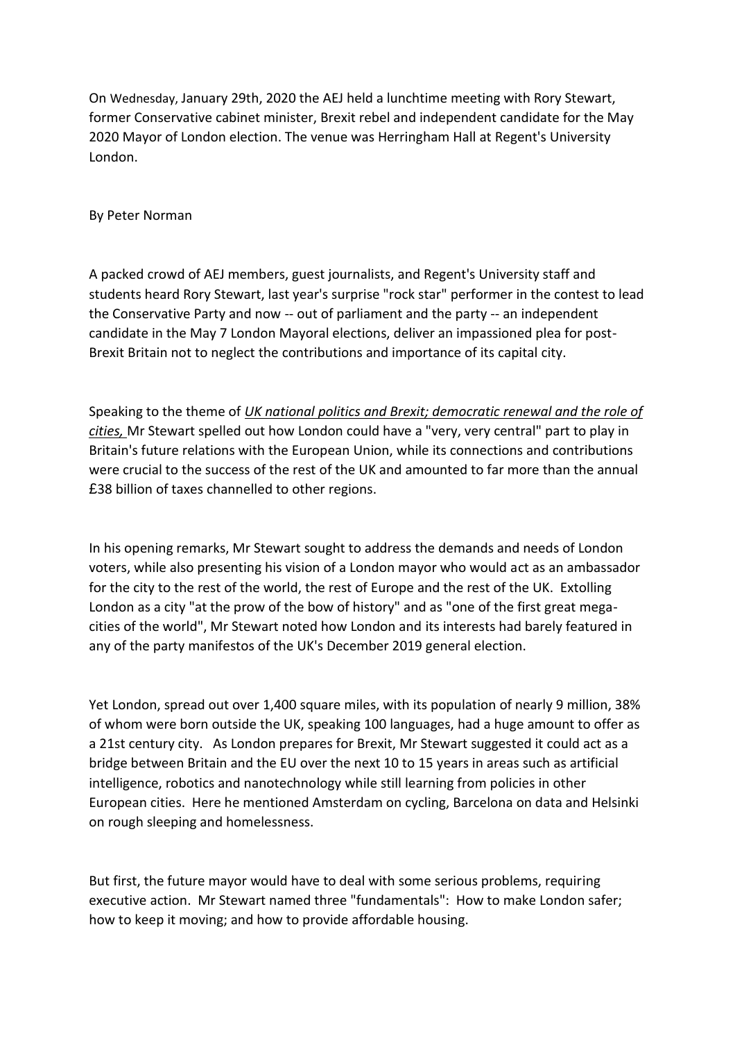On Wednesday, January 29th, 2020 the AEJ held a lunchtime meeting with Rory Stewart, former Conservative cabinet minister, Brexit rebel and independent candidate for the May 2020 Mayor of London election. The venue was Herringham Hall at Regent's University London.

By Peter Norman

A packed crowd of AEJ members, guest journalists, and Regent's University staff and students heard Rory Stewart, last year's surprise "rock star" performer in the contest to lead the Conservative Party and now -- out of parliament and the party -- an independent candidate in the May 7 London Mayoral elections, deliver an impassioned plea for post-Brexit Britain not to neglect the contributions and importance of its capital city.

Speaking to the theme of *UK national politics and Brexit; democratic renewal and the role of cities,* Mr Stewart spelled out how London could have a "very, very central" part to play in Britain's future relations with the European Union, while its connections and contributions were crucial to the success of the rest of the UK and amounted to far more than the annual £38 billion of taxes channelled to other regions.

In his opening remarks, Mr Stewart sought to address the demands and needs of London voters, while also presenting his vision of a London mayor who would act as an ambassador for the city to the rest of the world, the rest of Europe and the rest of the UK. Extolling London as a city "at the prow of the bow of history" and as "one of the first great mega-cities of the world", Mr Stewart noted how London and its interests had barely featured in any of the party manifestos of the UK's December 2019 general election.

Yet London, spread out over 1,400 square miles, with its population of nearly 9 million, 38% of whom were born outside the UK, speaking 100 languages, had a huge amount to offer as a 21st century city. As London prepares for Brexit, Mr Stewart suggested it could act as a bridge between Britain and the EU over the next 10 to 15 years in areas such as artificial intelligence, robotics and nanotechnology while still learning from policies in other European cities. Here he mentioned Amsterdam on cycling, Barcelona on data and Helsinki on rough sleeping and homelessness.

But first, the future mayor would have to deal with some serious problems, requiring executive action. Mr Stewart named three "fundamentals": How to make London safer; how to keep it moving; and how to provide affordable housing.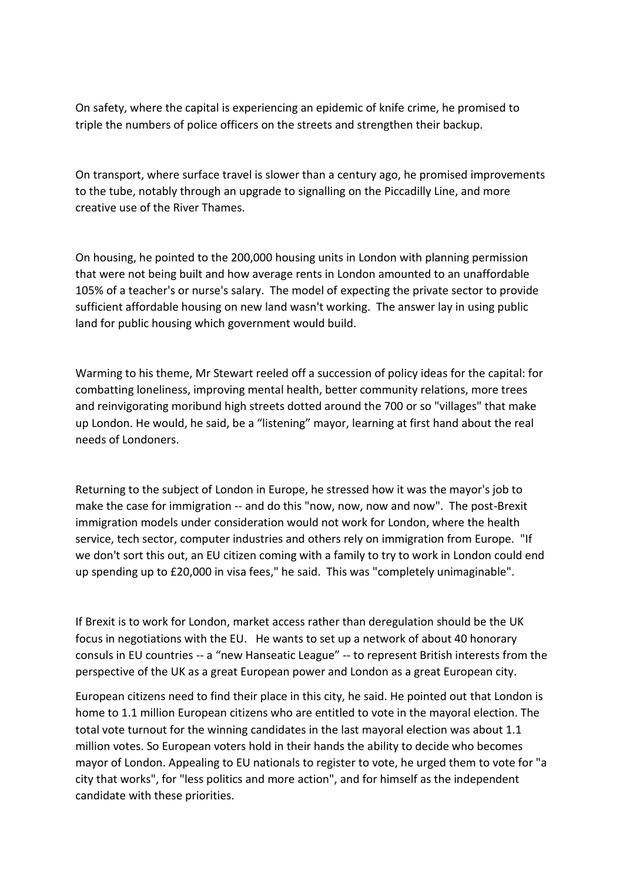On safety, where the capital is experiencing an epidemic of knife crime, he promised to triple the numbers of police officers on the streets and strengthen their backup.

On transport, where surface travel is slower than a century ago, he promised improvements to the tube, notably through an upgrade to signalling on the Piccadilly Line, and more creative use of the River Thames.

On housing, he pointed to the 200,000 housing units in London with planning permission that were not being built and how average rents in London amounted to an unaffordable 105% of a teacher's or nurse's salary. The model of expecting the private sector to provide sufficient affordable housing on new land wasn't working. The answer lay in using public land for public housing which government would build.

Warming to his theme, Mr Stewart reeled off a succession of policy ideas for the capital: for combatting loneliness, improving mental health, better community relations, more trees and reinvigorating moribund high streets dotted around the 700 or so "villages" that make up London. He would, he said, be a “listening” mayor, learning at first hand about the real needs of Londoners.

Returning to the subject of London in Europe, he stressed how it was the mayor's job to make the case for immigration -- and do this "now, now, now and now". The post-Brexit immigration models under consideration would not work for London, where the health service, tech sector, computer industries and others rely on immigration from Europe. "If we don't sort this out, an EU citizen coming with a family to try to work in London could end up spending up to £20,000 in visa fees," he said. This was "completely unimaginable".

If Brexit is to work for London, market access rather than deregulation should be the UK focus in negotiations with the EU. He wants to set up a network of about 40 honorary consuls in EU countries -- a “new Hanseatic League” -- to represent British interests from the perspective of the UK as a great European power and London as a great European city.

European citizens need to find their place in this city, he said. He pointed out that London is home to 1.1 million European citizens who are entitled to vote in the mayoral election. The total vote turnout for the winning candidates in the last mayoral election was about 1.1 million votes. So European voters hold in their hands the ability to decide who becomes mayor of London. Appealing to EU nationals to register to vote, he urged them to vote for "a city that works", for "less politics and more action", and for himself as the independent candidate with these priorities.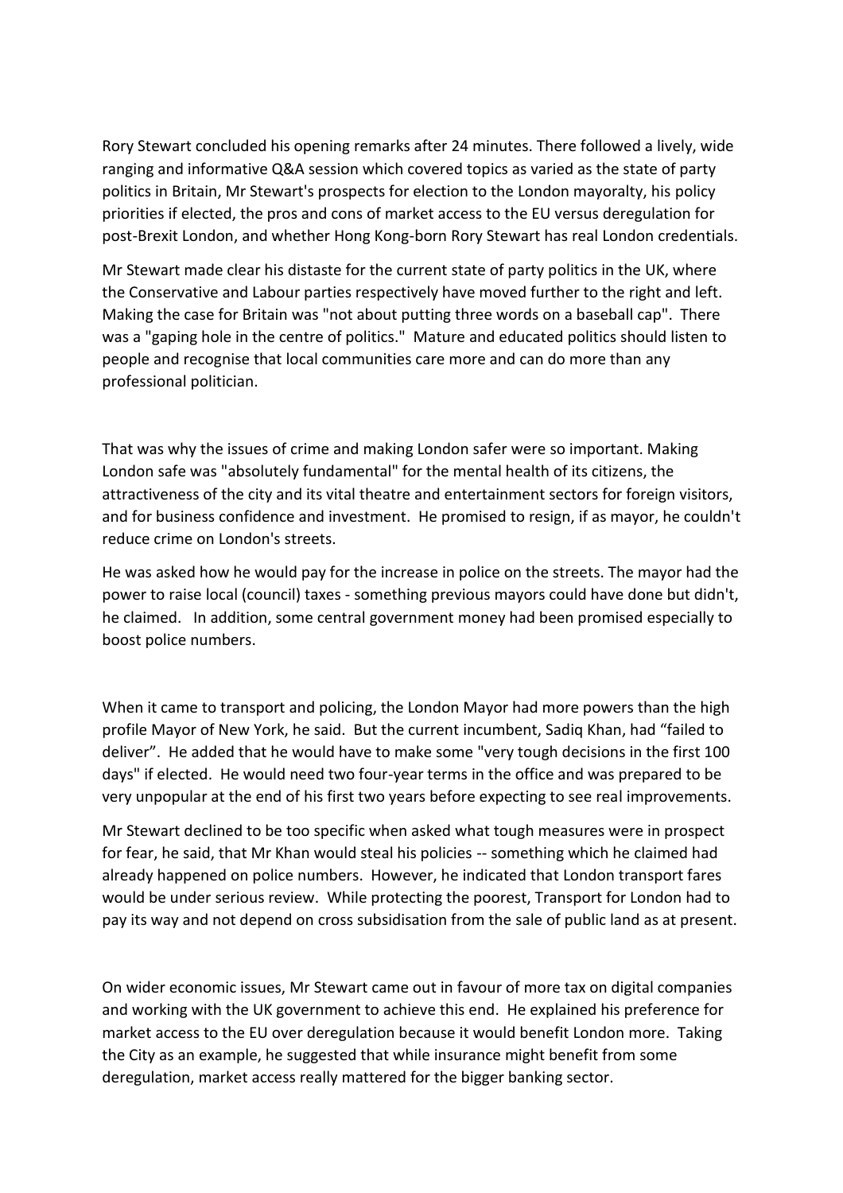Rory Stewart concluded his opening remarks after 24 minutes. There followed a lively, wide ranging and informative Q&A session which covered topics as varied as the state of party politics in Britain, Mr Stewart's prospects for election to the London mayoralty, his policy priorities if elected, the pros and cons of market access to the EU versus deregulation for post-Brexit London, and whether Hong Kong-born Rory Stewart has real London credentials.

Mr Stewart made clear his distaste for the current state of party politics in the UK, where the Conservative and Labour parties respectively have moved further to the right and left. Making the case for Britain was "not about putting three words on a baseball cap". There was a "gaping hole in the centre of politics." Mature and educated politics should listen to people and recognise that local communities care more and can do more than any professional politician.

That was why the issues of crime and making London safer were so important. Making London safe was "absolutely fundamental" for the mental health of its citizens, the attractiveness of the city and its vital theatre and entertainment sectors for foreign visitors, and for business confidence and investment. He promised to resign, if as mayor, he couldn't reduce crime on London's streets.

He was asked how he would pay for the increase in police on the streets. The mayor had the power to raise local (council) taxes - something previous mayors could have done but didn't, he claimed. In addition, some central government money had been promised especially to boost police numbers.

When it came to transport and policing, the London Mayor had more powers than the high profile Mayor of New York, he said. But the current incumbent, Sadiq Khan, had "failed to deliver". He added that he would have to make some "very tough decisions in the first 100 days" if elected. He would need two four-year terms in the office and was prepared to be very unpopular at the end of his first two years before expecting to see real improvements.

Mr Stewart declined to be too specific when asked what tough measures were in prospect for fear, he said, that Mr Khan would steal his policies -- something which he claimed had already happened on police numbers. However, he indicated that London transport fares would be under serious review. While protecting the poorest, Transport for London had to pay its way and not depend on cross subsidisation from the sale of public land as at present.

On wider economic issues, Mr Stewart came out in favour of more tax on digital companies and working with the UK government to achieve this end. He explained his preference for market access to the EU over deregulation because it would benefit London more. Taking the City as an example, he suggested that while insurance might benefit from some deregulation, market access really mattered for the bigger banking sector.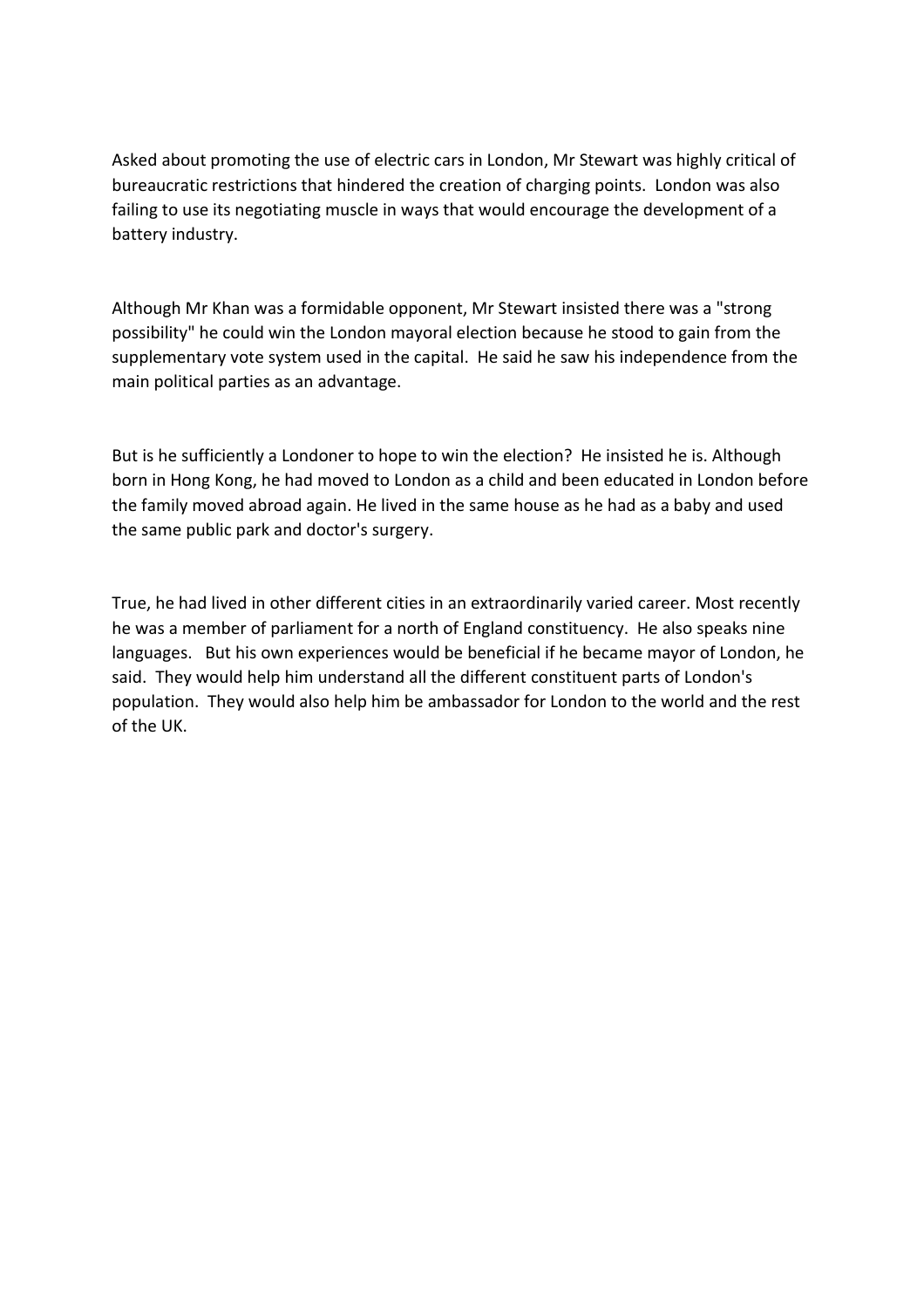Asked about promoting the use of electric cars in London, Mr Stewart was highly critical of bureaucratic restrictions that hindered the creation of charging points. London was also failing to use its negotiating muscle in ways that would encourage the development of a battery industry.

Although Mr Khan was a formidable opponent, Mr Stewart insisted there was a "strong possibility" he could win the London mayoral election because he stood to gain from the supplementary vote system used in the capital. He said he saw his independence from the main political parties as an advantage.

But is he sufficiently a Londoner to hope to win the election? He insisted he is. Although born in Hong Kong, he had moved to London as a child and been educated in London before the family moved abroad again. He lived in the same house as he had as a baby and used the same public park and doctor's surgery.

True, he had lived in other different cities in an extraordinarily varied career. Most recently he was a member of parliament for a north of England constituency. He also speaks nine languages. But his own experiences would be beneficial if he became mayor of London, he said. They would help him understand all the different constituent parts of London's population. They would also help him be ambassador for London to the world and the rest of the UK.